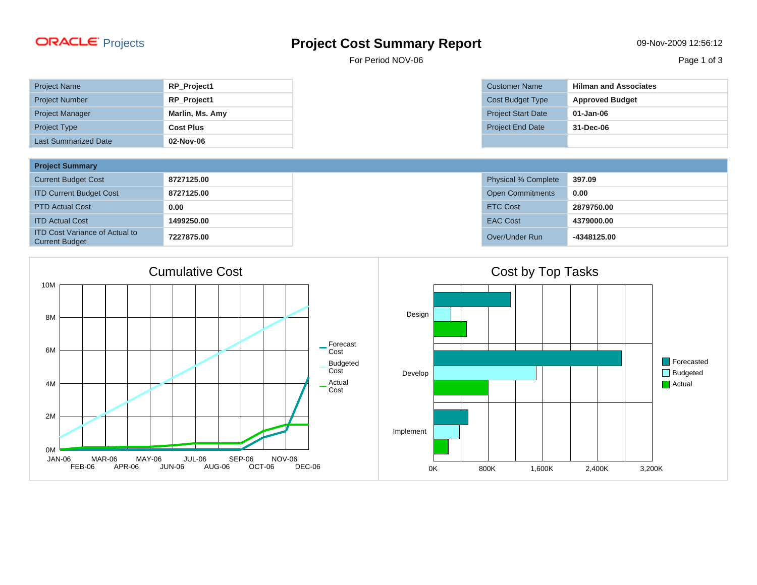ORACLE Projects

# Project Cost Summary Report

For Period NOV-06

09-Nov-2009 12:56:12

| Project Name | RP_Project1 |
|---|---|
| Project Number | RP_Project1 |
| Project Manager | Marlin, Ms. Amy |
| Project Type | Cost Plus |
| Last Summarized Date | 02-Nov-06 |

| Customer Name | Hilman and Associates |
|---|---|
| Cost Budget Type | Approved Budget |
| Project Start Date | 01-Jan-06 |
| Project End Date | 31-Dec-06 |
| | |

## Project Summary

| Current Budget Cost | 8727125.00 | Physical % Complete | 397.09 |
|---|---|---|---|
| ITD Current Budget Cost | 8727125.00 | Open Commitments | 0.00 |
| PTD Actual Cost | 0.00 | ETC Cost | 2879750.00 |
| ITD Actual Cost | 1499250.00 | EAC Cost | 4379000.00 |
| ITD Cost Variance of Actual to Current Budget | 7227875.00 | Over/Under Run | -4348125.00 |

## Cumulative Cost

Y-axis: 0M, 2M, 4M, 6M, 8M, 10M

X-axis: JAN-06, FEB-06, MAR-06, APR-06, MAY-06, JUN-06, JUL-06, AUG-06, SEP-06, OCT-06, NOV-06, DEC-06

Legend: Forecast Cost, Budgeted Cost, Actual Cost

## Cost by Top Tasks

Tasks: Design, Develop, Implement

X-axis: 0K, 800K, 1,600K, 2,400K, 3,200K

Legend: Forecasted, Budgeted, Actual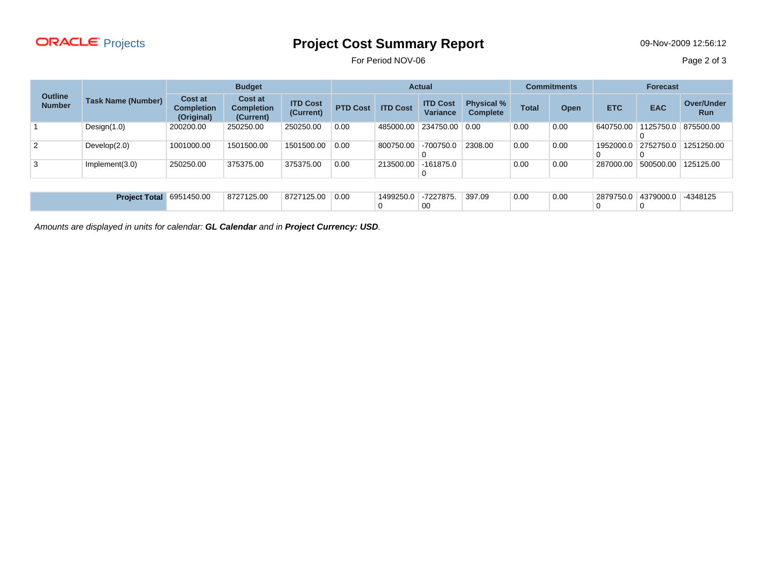ORACLE Projects

# Project Cost Summary Report

For Period NOV-06

| Outline Number | Task Name (Number) | Budget | | | Actual | | | | Commitments | | Forecast | | |
|---|---|---|---|---|---|---|---|---|---|---|---|---|---|
| | | Cost at Completion (Original) | Cost at Completion (Current) | ITD Cost (Current) | PTD Cost | ITD Cost | ITD Cost Variance | Physical % Complete | Total | Open | ETC | EAC | Over/Under Run |
| 1 | Design(1.0) | 200200.00 | 250250.00 | 250250.00 | 0.00 | 485000.00 | 234750.00 | 0.00 | 0.00 | 0.00 | 640750.00 | 1125750.00 | 875500.00 |
| 2 | Develop(2.0) | 1001000.00 | 1501500.00 | 1501500.00 | 0.00 | 800750.00 | -700750.00 | 2308.00 | 0.00 | 0.00 | 1952000.00 | 2752750.00 | 1251250.00 |
| 3 | Implement(3.0) | 250250.00 | 375375.00 | 375375.00 | 0.00 | 213500.00 | -161875.00 | | 0.00 | 0.00 | 287000.00 | 500500.00 | 125125.00 |
| | **Project Total** | 6951450.00 | 8727125.00 | 8727125.00 | 0.00 | 1499250.00 | -7227875.00 | 397.09 | 0.00 | 0.00 | 2879750.00 | 4379000.00 | -4348125 |

*Amounts are displayed in units for calendar: **GL Calendar** and in **Project Currency: USD**.*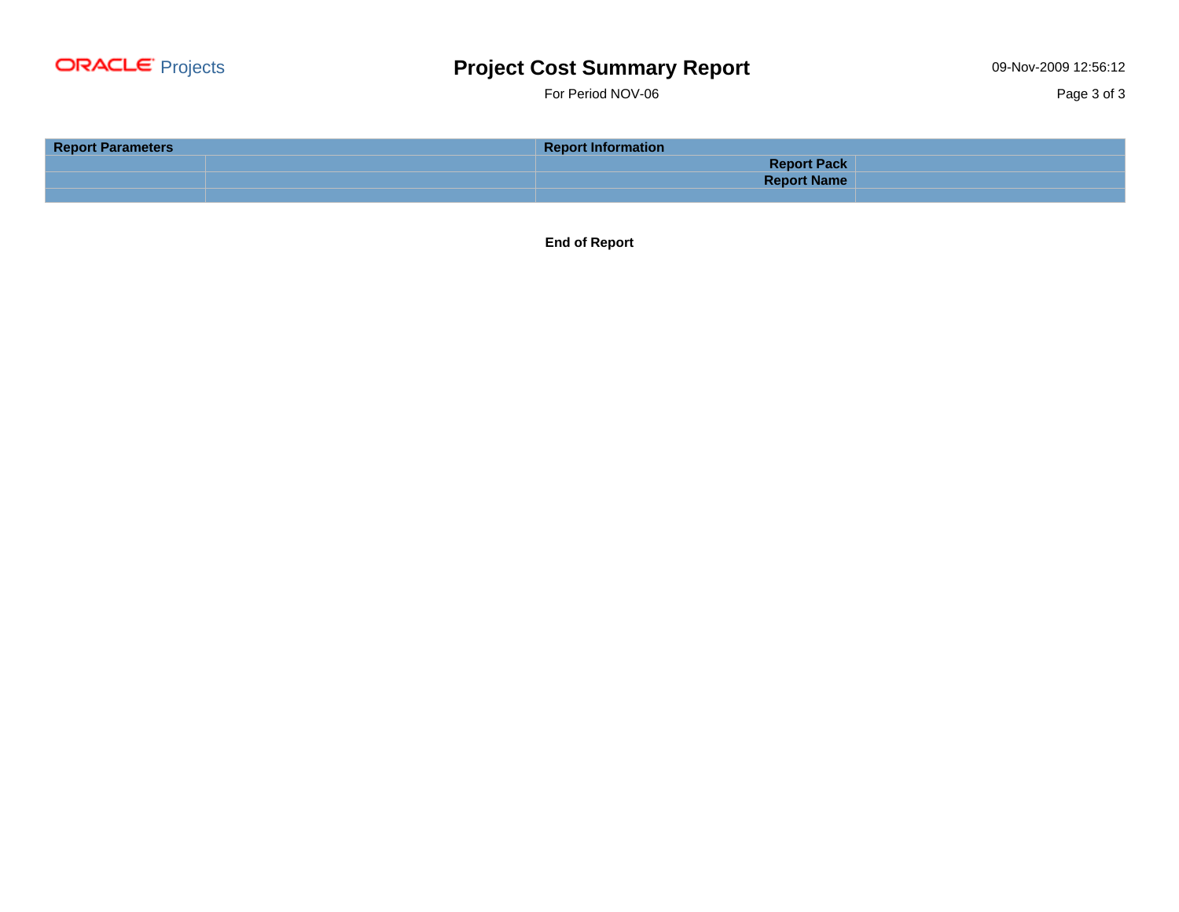# Project Cost Summary Report

For Period NOV-06

09-Nov-2009 12:56:12

| Report Parameters | | Report Information | |
|---|---|---|---|
| | | Report Pack | |
| | | Report Name | |
| | | | |

**End of Report**